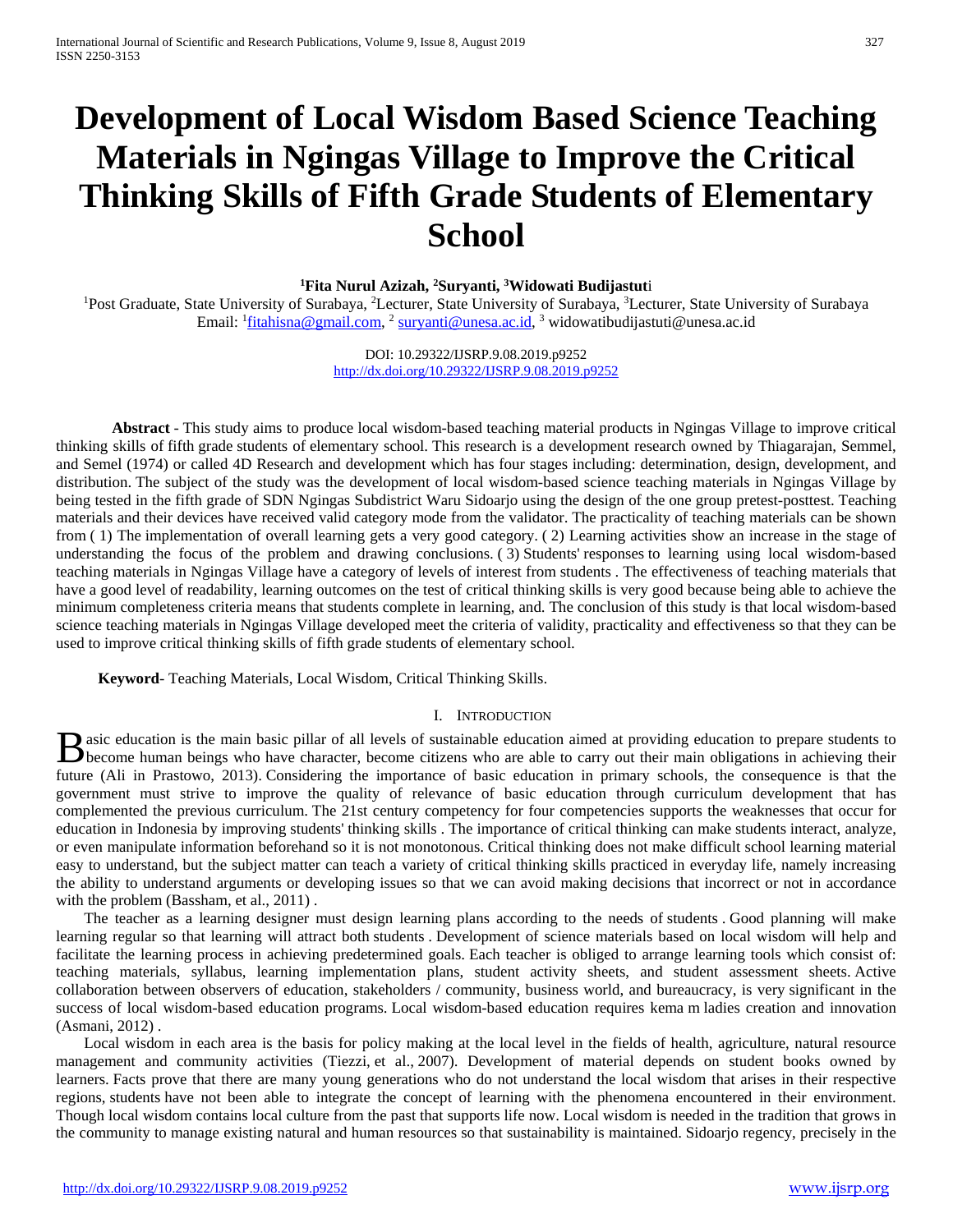# Development of Local Wisdom Based Science Teaching Materials in Ngingas Village to Improve the Critical Thinking Skills of Fifth Grade Students of Elementary School

**[1]Fita Nurul Azizah, [2]Suryanti, [3]Widowati Budijastuti**

[1]Post Graduate, State University of Surabaya, [2]Lecturer, State University of Surabaya, [3]Lecturer, State University of Surabaya
Email: [1]fitahisna@gmail.com, [2] suryanti@unesa.ac.id, [3] widowatibudijastuti@unesa.ac.id

DOI: 10.29322/IJSRP.9.08.2019.p9252
http://dx.doi.org/10.29322/IJSRP.9.08.2019.p9252

**Abstract** - This study aims to produce local wisdom-based teaching material products in Ngingas Village to improve critical thinking skills of fifth grade students of elementary school. This research is a development research owned by Thiagarajan, Semmel, and Semel (1974) or called 4D Research and development which has four stages including: determination, design, development, and distribution. The subject of the study was the development of local wisdom-based science teaching materials in Ngingas Village by being tested in the fifth grade of SDN Ngingas Subdistrict Waru Sidoarjo using the design of the one group pretest-posttest. Teaching materials and their devices have received valid category mode from the validator. The practicality of teaching materials can be shown from ( 1) The implementation of overall learning gets a very good category. ( 2) Learning activities show an increase in the stage of understanding the focus of the problem and drawing conclusions. ( 3) Students' responses to learning using local wisdom-based teaching materials in Ngingas Village have a category of levels of interest from students . The effectiveness of teaching materials that have a good level of readability, learning outcomes on the test of critical thinking skills is very good because being able to achieve the minimum completeness criteria means that students complete in learning, and. The conclusion of this study is that local wisdom-based science teaching materials in Ngingas Village developed meet the criteria of validity, practicality and effectiveness so that they can be used to improve critical thinking skills of fifth grade students of elementary school.

**Keyword**- Teaching Materials, Local Wisdom, Critical Thinking Skills.

## I. Introduction

Basic education is the main basic pillar of all levels of sustainable education aimed at providing education to prepare students to become human beings who have character, become citizens who are able to carry out their main obligations in achieving their future (Ali in Prastowo, 2013). Considering the importance of basic education in primary schools, the consequence is that the government must strive to improve the quality of relevance of basic education through curriculum development that has complemented the previous curriculum. The 21st century competency for four competencies supports the weaknesses that occur for education in Indonesia by improving students' thinking skills . The importance of critical thinking can make students interact, analyze, or even manipulate information beforehand so it is not monotonous. Critical thinking does not make difficult school learning material easy to understand, but the subject matter can teach a variety of critical thinking skills practiced in everyday life, namely increasing the ability to understand arguments or developing issues so that we can avoid making decisions that incorrect or not in accordance with the problem (Bassham, et al., 2011) .

The teacher as a learning designer must design learning plans according to the needs of students . Good planning will make learning regular so that learning will attract both students . Development of science materials based on local wisdom will help and facilitate the learning process in achieving predetermined goals. Each teacher is obliged to arrange learning tools which consist of: teaching materials, syllabus, learning implementation plans, student activity sheets, and student assessment sheets. Active collaboration between observers of education, stakeholders / community, business world, and bureaucracy, is very significant in the success of local wisdom-based education programs. Local wisdom-based education requires kema m ladies creation and innovation (Asmani, 2012) .

Local wisdom in each area is the basis for policy making at the local level in the fields of health, agriculture, natural resource management and community activities (Tiezzi, et al., 2007). Development of material depends on student books owned by learners. Facts prove that there are many young generations who do not understand the local wisdom that arises in their respective regions, students have not been able to integrate the concept of learning with the phenomena encountered in their environment. Though local wisdom contains local culture from the past that supports life now. Local wisdom is needed in the tradition that grows in the community to manage existing natural and human resources so that sustainability is maintained. Sidoarjo regency, precisely in the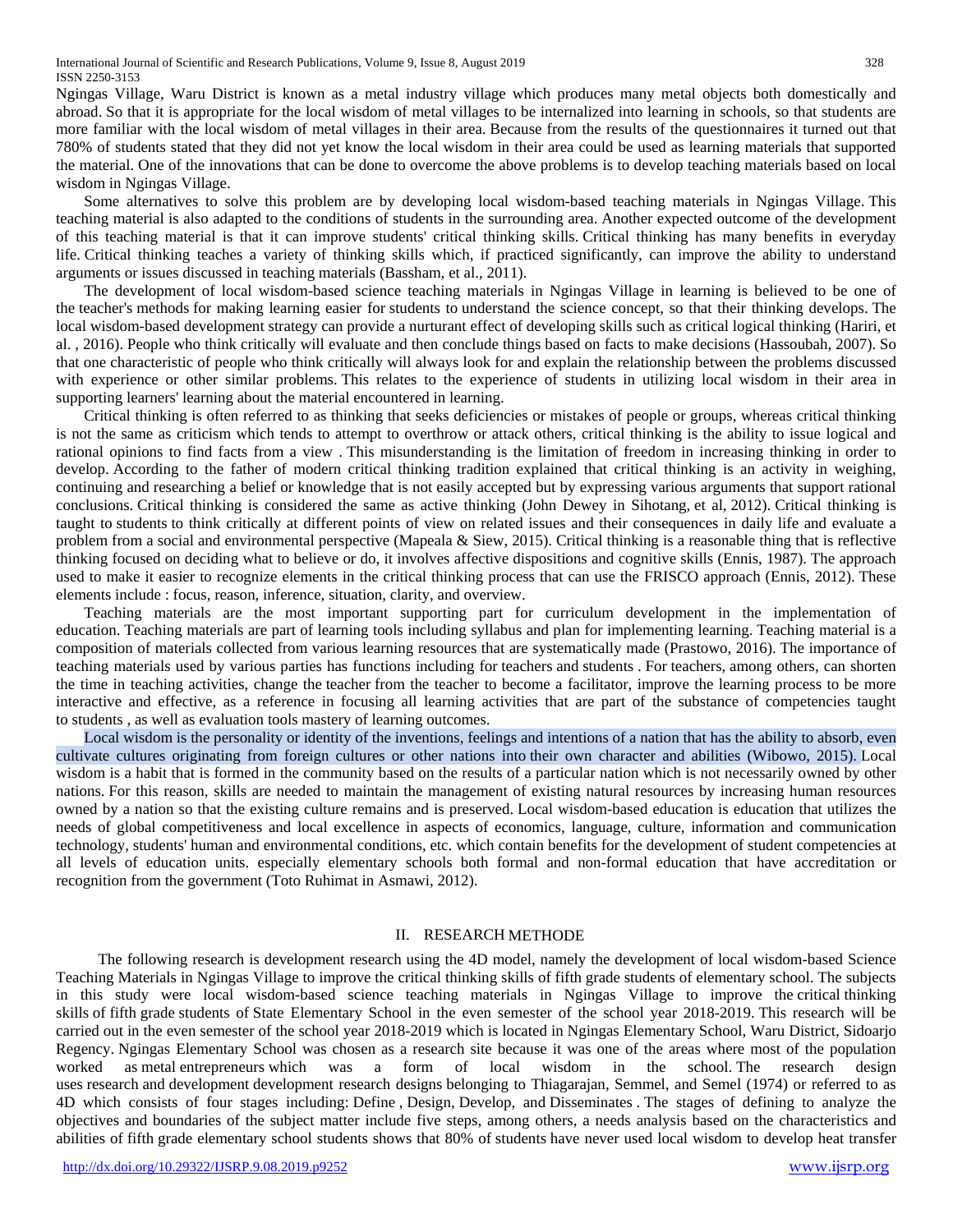Ngingas Village, Waru District is known as a metal industry village which produces many metal objects both domestically and abroad. So that it is appropriate for the local wisdom of metal villages to be internalized into learning in schools, so that students are more familiar with the local wisdom of metal villages in their area. Because from the results of the questionnaires it turned out that 780% of students stated that they did not yet know the local wisdom in their area could be used as learning materials that supported the material. One of the innovations that can be done to overcome the above problems is to develop teaching materials based on local wisdom in Ngingas Village.

Some alternatives to solve this problem are by developing local wisdom-based teaching materials in Ngingas Village. This teaching material is also adapted to the conditions of students in the surrounding area. Another expected outcome of the development of this teaching material is that it can improve students' critical thinking skills. Critical thinking has many benefits in everyday life. Critical thinking teaches a variety of thinking skills which, if practiced significantly, can improve the ability to understand arguments or issues discussed in teaching materials (Bassham, et al., 2011).

The development of local wisdom-based science teaching materials in Ngingas Village in learning is believed to be one of the teacher's methods for making learning easier for students to understand the science concept, so that their thinking develops. The local wisdom-based development strategy can provide a nurturant effect of developing skills such as critical logical thinking (Hariri, et al. , 2016). People who think critically will evaluate and then conclude things based on facts to make decisions (Hassoubah, 2007). So that one characteristic of people who think critically will always look for and explain the relationship between the problems discussed with experience or other similar problems. This relates to the experience of students in utilizing local wisdom in their area in supporting learners' learning about the material encountered in learning.

Critical thinking is often referred to as thinking that seeks deficiencies or mistakes of people or groups, whereas critical thinking is not the same as criticism which tends to attempt to overthrow or attack others, critical thinking is the ability to issue logical and rational opinions to find facts from a view . This misunderstanding is the limitation of freedom in increasing thinking in order to develop. According to the father of modern critical thinking tradition explained that critical thinking is an activity in weighing, continuing and researching a belief or knowledge that is not easily accepted but by expressing various arguments that support rational conclusions. Critical thinking is considered the same as active thinking (John Dewey in Sihotang, et al, 2012). Critical thinking is taught to students to think critically at different points of view on related issues and their consequences in daily life and evaluate a problem from a social and environmental perspective (Mapeala & Siew, 2015). Critical thinking is a reasonable thing that is reflective thinking focused on deciding what to believe or do, it involves affective dispositions and cognitive skills (Ennis, 1987). The approach used to make it easier to recognize elements in the critical thinking process that can use the FRISCO approach (Ennis, 2012). These elements include : focus, reason, inference, situation, clarity, and overview.

Teaching materials are the most important supporting part for curriculum development in the implementation of education. Teaching materials are part of learning tools including syllabus and plan for implementing learning. Teaching material is a composition of materials collected from various learning resources that are systematically made (Prastowo, 2016). The importance of teaching materials used by various parties has functions including for teachers and students . For teachers, among others, can shorten the time in teaching activities, change the teacher from the teacher to become a facilitator, improve the learning process to be more interactive and effective, as a reference in focusing all learning activities that are part of the substance of competencies taught to students , as well as evaluation tools mastery of learning outcomes.

Local wisdom is the personality or identity of the inventions, feelings and intentions of a nation that has the ability to absorb, even cultivate cultures originating from foreign cultures or other nations into their own character and abilities (Wibowo, 2015). Local wisdom is a habit that is formed in the community based on the results of a particular nation which is not necessarily owned by other nations. For this reason, skills are needed to maintain the management of existing natural resources by increasing human resources owned by a nation so that the existing culture remains and is preserved. Local wisdom-based education is education that utilizes the needs of global competitiveness and local excellence in aspects of economics, language, culture, information and communication technology, students' human and environmental conditions, etc. which contain benefits for the development of student competencies at all levels of education units. especially elementary schools both formal and non-formal education that have accreditation or recognition from the government (Toto Ruhimat in Asmawi, 2012).

## II. RESEARCH METHODE

The following research is development research using the 4D model, namely the development of local wisdom-based Science Teaching Materials in Ngingas Village to improve the critical thinking skills of fifth grade students of elementary school. The subjects in this study were local wisdom-based science teaching materials in Ngingas Village to improve the critical thinking skills of fifth grade students of State Elementary School in the even semester of the school year 2018-2019. This research will be carried out in the even semester of the school year 2018-2019 which is located in Ngingas Elementary School, Waru District, Sidoarjo Regency. Ngingas Elementary School was chosen as a research site because it was one of the areas where most of the population worked as metal entrepreneurs which was a form of local wisdom in the school. The research design uses research and development development research designs belonging to Thiagarajan, Semmel, and Semel (1974) or referred to as 4D which consists of four stages including: Define , Design, Develop, and Disseminates . The stages of defining to analyze the objectives and boundaries of the subject matter include five steps, among others, a needs analysis based on the characteristics and abilities of fifth grade elementary school students shows that 80% of students have never used local wisdom to develop heat transfer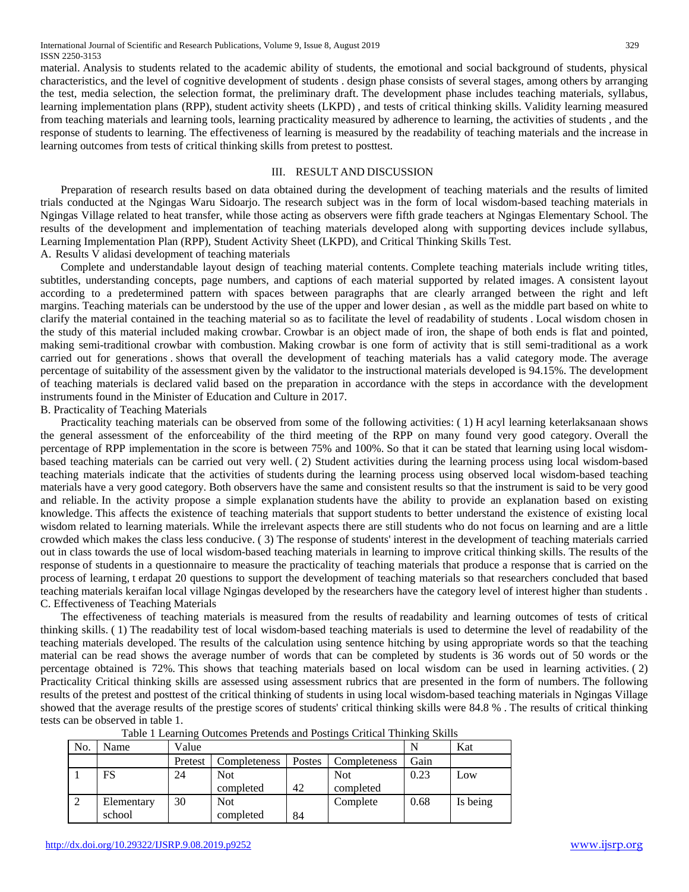material. Analysis to students related to the academic ability of students, the emotional and social background of students, physical characteristics, and the level of cognitive development of students . design phase consists of several stages, among others by arranging the test, media selection, the selection format, the preliminary draft. The development phase includes teaching materials, syllabus, learning implementation plans (RPP), student activity sheets (LKPD) , and tests of critical thinking skills. Validity learning measured from teaching materials and learning tools, learning practicality measured by adherence to learning, the activities of students , and the response of students to learning. The effectiveness of learning is measured by the readability of teaching materials and the increase in learning outcomes from tests of critical thinking skills from pretest to posttest.

## III. RESULT AND DISCUSSION

Preparation of research results based on data obtained during the development of teaching materials and the results of limited trials conducted at the Ngingas Waru Sidoarjo. The research subject was in the form of local wisdom-based teaching materials in Ngingas Village related to heat transfer, while those acting as observers were fifth grade teachers at Ngingas Elementary School. The results of the development and implementation of teaching materials developed along with supporting devices include syllabus, Learning Implementation Plan (RPP), Student Activity Sheet (LKPD), and Critical Thinking Skills Test.

### A. Results V alidasi development of teaching materials

Complete and understandable layout design of teaching material contents. Complete teaching materials include writing titles, subtitles, understanding concepts, page numbers, and captions of each material supported by related images. A consistent layout according to a predetermined pattern with spaces between paragraphs that are clearly arranged between the right and left margins. Teaching materials can be understood by the use of the upper and lower desian , as well as the middle part based on white to clarify the material contained in the teaching material so as to facilitate the level of readability of students . Local wisdom chosen in the study of this material included making crowbar. Crowbar is an object made of iron, the shape of both ends is flat and pointed, making semi-traditional crowbar with combustion. Making crowbar is one form of activity that is still semi-traditional as a work carried out for generations . shows that overall the development of teaching materials has a valid category mode. The average percentage of suitability of the assessment given by the validator to the instructional materials developed is 94.15%. The development of teaching materials is declared valid based on the preparation in accordance with the steps in accordance with the development instruments found in the Minister of Education and Culture in 2017.

### B. Practicality of Teaching Materials

Practicality teaching materials can be observed from some of the following activities: ( 1) H acyl learning keterlaksanaan shows the general assessment of the enforceability of the third meeting of the RPP on many found very good category. Overall the percentage of RPP implementation in the score is between 75% and 100%. So that it can be stated that learning using local wisdom-based teaching materials can be carried out very well. ( 2) Student activities during the learning process using local wisdom-based teaching materials indicate that the activities of students during the learning process using observed local wisdom-based teaching materials have a very good category. Both observers have the same and consistent results so that the instrument is said to be very good and reliable. In the activity propose a simple explanation students have the ability to provide an explanation based on existing knowledge. This affects the existence of teaching materials that support students to better understand the existence of existing local wisdom related to learning materials. While the irrelevant aspects there are still students who do not focus on learning and are a little crowded which makes the class less conducive. ( 3) The response of students' interest in the development of teaching materials carried out in class towards the use of local wisdom-based teaching materials in learning to improve critical thinking skills. The results of the response of students in a questionnaire to measure the practicality of teaching materials that produce a response that is carried on the process of learning, t erdapat 20 questions to support the development of teaching materials so that researchers concluded that based teaching materials keraifan local village Ngingas developed by the researchers have the category level of interest higher than students .

### C. Effectiveness of Teaching Materials

The effectiveness of teaching materials is measured from the results of readability and learning outcomes of tests of critical thinking skills. ( 1) The readability test of local wisdom-based teaching materials is used to determine the level of readability of the teaching materials developed. The results of the calculation using sentence hitching by using appropriate words so that the teaching material can be read shows the average number of words that can be completed by students is 36 words out of 50 words or the percentage obtained is 72%. This shows that teaching materials based on local wisdom can be used in learning activities. ( 2) Practicality Critical thinking skills are assessed using assessment rubrics that are presented in the form of numbers. The following results of the pretest and posttest of the critical thinking of students in using local wisdom-based teaching materials in Ngingas Village showed that the average results of the prestige scores of students' critical thinking skills were 84.8 % . The results of critical thinking tests can be observed in table 1.

Table 1 Learning Outcomes Pretends and Postings Critical Thinking Skills

| No. | Name | Value | | | | N | Kat |
|---|---|---|---|---|---|---|---|
| | | Pretest | Completeness | Postes | Completeness | Gain | |
| 1 | FS | 24 | Not completed | 42 | Not completed | 0.23 | Low |
| 2 | Elementary school | 30 | Not completed | 84 | Complete | 0.68 | Is being |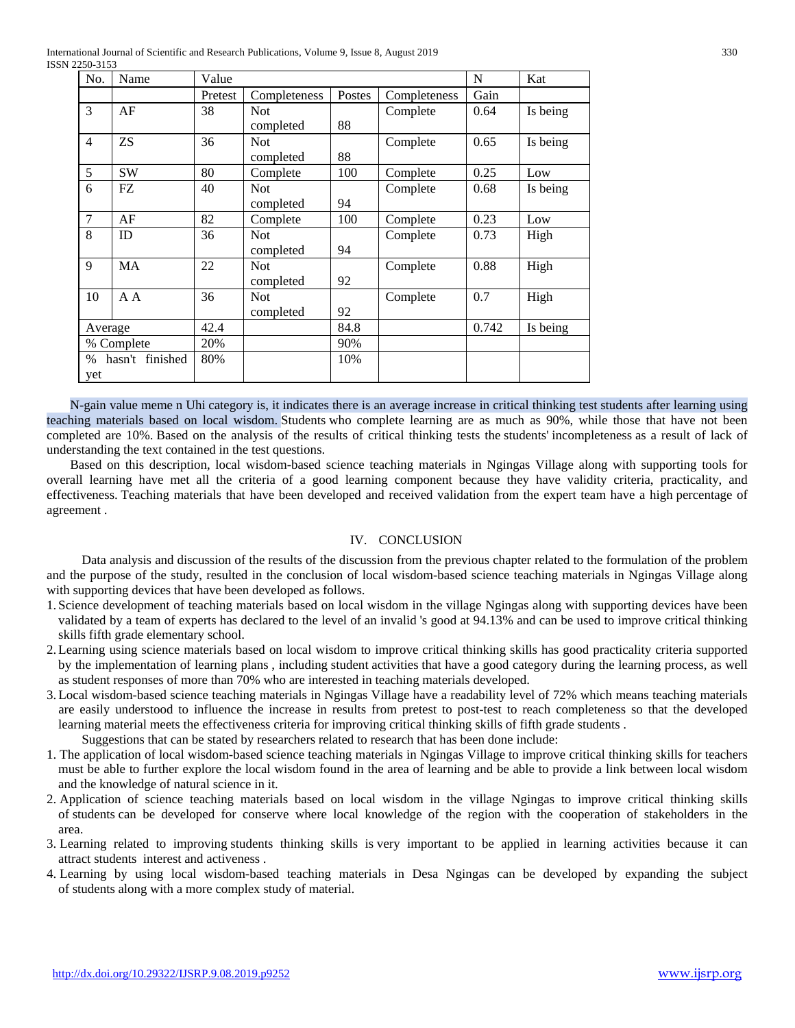| No. | Name | Value | | | | N | Kat |
|---|---|---|---|---|---|---|---|
| | | Pretest | Completeness | Postes | Completeness | Gain | |
| 3 | AF | 38 | Not completed | 88 | Complete | 0.64 | Is being |
| 4 | ZS | 36 | Not completed | 88 | Complete | 0.65 | Is being |
| 5 | SW | 80 | Complete | 100 | Complete | 0.25 | Low |
| 6 | FZ | 40 | Not completed | 94 | Complete | 0.68 | Is being |
| 7 | AF | 82 | Complete | 100 | Complete | 0.23 | Low |
| 8 | ID | 36 | Not completed | 94 | Complete | 0.73 | High |
| 9 | MA | 22 | Not completed | 92 | Complete | 0.88 | High |
| 10 | A A | 36 | Not completed | 92 | Complete | 0.7 | High |
| Average | | 42.4 | | 84.8 | | 0.742 | Is being |
| % Complete | | 20% | | 90% | | | |
| % hasn't finished yet | | 80% | | 10% | | | |

N-gain value meme n Uhi category is, it indicates there is an average increase in critical thinking test students after learning using teaching materials based on local wisdom. Students who complete learning are as much as 90%, while those that have not been completed are 10%. Based on the analysis of the results of critical thinking tests the students' incompleteness as a result of lack of understanding the text contained in the test questions.

Based on this description, local wisdom-based science teaching materials in Ngingas Village along with supporting tools for overall learning have met all the criteria of a good learning component because they have validity criteria, practicality, and effectiveness. Teaching materials that have been developed and received validation from the expert team have a high percentage of agreement .

## IV. CONCLUSION

Data analysis and discussion of the results of the discussion from the previous chapter related to the formulation of the problem and the purpose of the study, resulted in the conclusion of local wisdom-based science teaching materials in Ngingas Village along with supporting devices that have been developed as follows.

1. Science development of teaching materials based on local wisdom in the village Ngingas along with supporting devices have been validated by a team of experts has declared to the level of an invalid 's good at 94.13% and can be used to improve critical thinking skills fifth grade elementary school.
2. Learning using science materials based on local wisdom to improve critical thinking skills has good practicality criteria supported by the implementation of learning plans , including student activities that have a good category during the learning process, as well as student responses of more than 70% who are interested in teaching materials developed.
3. Local wisdom-based science teaching materials in Ngingas Village have a readability level of 72% which means teaching materials are easily understood to influence the increase in results from pretest to post-test to reach completeness so that the developed learning material meets the effectiveness criteria for improving critical thinking skills of fifth grade students .

Suggestions that can be stated by researchers related to research that has been done include:

1. The application of local wisdom-based science teaching materials in Ngingas Village to improve critical thinking skills for teachers must be able to further explore the local wisdom found in the area of learning and be able to provide a link between local wisdom and the knowledge of natural science in it.
2. Application of science teaching materials based on local wisdom in the village Ngingas to improve critical thinking skills of students can be developed for conserve where local knowledge of the region with the cooperation of stakeholders in the area.
3. Learning related to improving students thinking skills is very important to be applied in learning activities because it can attract students interest and activeness .
4. Learning by using local wisdom-based teaching materials in Desa Ngingas can be developed by expanding the subject of students along with a more complex study of material.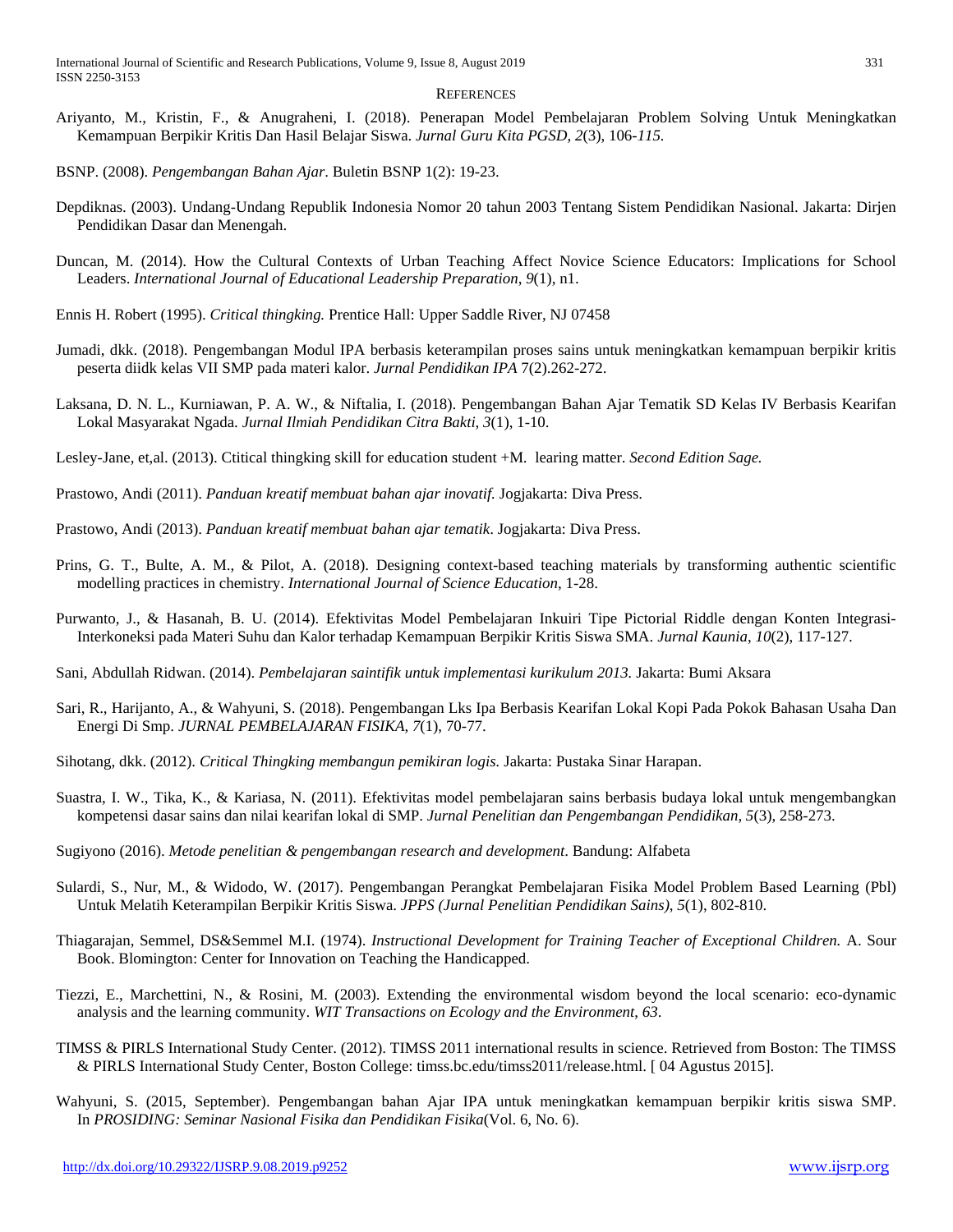### REFERENCES

Ariyanto, M., Kristin, F., & Anugraheni, I. (2018). Penerapan Model Pembelajaran Problem Solving Untuk Meningkatkan Kemampuan Berpikir Kritis Dan Hasil Belajar Siswa. *Jurnal Guru Kita PGSD*, *2*(3), 106-*115*.

BSNP. (2008). *Pengembangan Bahan Ajar*. Buletin BSNP 1(2): 19-23.

Depdiknas. (2003). Undang-Undang Republik Indonesia Nomor 20 tahun 2003 Tentang Sistem Pendidikan Nasional. Jakarta: Dirjen Pendidikan Dasar dan Menengah.

Duncan, M. (2014). How the Cultural Contexts of Urban Teaching Affect Novice Science Educators: Implications for School Leaders. *International Journal of Educational Leadership Preparation*, *9*(1), n1.

Ennis H. Robert (1995). *Critical thingking.* Prentice Hall: Upper Saddle River, NJ 07458

Jumadi, dkk. (2018). Pengembangan Modul IPA berbasis keterampilan proses sains untuk meningkatkan kemampuan berpikir kritis peserta diidk kelas VII SMP pada materi kalor. *Jurnal Pendidikan IPA* 7(2).262-272.

Laksana, D. N. L., Kurniawan, P. A. W., & Niftalia, I. (2018). Pengembangan Bahan Ajar Tematik SD Kelas IV Berbasis Kearifan Lokal Masyarakat Ngada. *Jurnal Ilmiah Pendidikan Citra Bakti*, *3*(1), 1-10.

Lesley-Jane, et,al. (2013). Ctitical thingking skill for education student +M. learing matter. *Second Edition Sage.*

Prastowo, Andi (2011). *Panduan kreatif membuat bahan ajar inovatif.* Jogjakarta: Diva Press.

Prastowo, Andi (2013). *Panduan kreatif membuat bahan ajar tematik*. Jogjakarta: Diva Press.

Prins, G. T., Bulte, A. M., & Pilot, A. (2018). Designing context-based teaching materials by transforming authentic scientific modelling practices in chemistry. *International Journal of Science Education*, 1-28.

Purwanto, J., & Hasanah, B. U. (2014). Efektivitas Model Pembelajaran Inkuiri Tipe Pictorial Riddle dengan Konten Integrasi-Interkoneksi pada Materi Suhu dan Kalor terhadap Kemampuan Berpikir Kritis Siswa SMA. *Jurnal Kaunia*, *10*(2), 117-127.

Sani, Abdullah Ridwan. (2014). *Pembelajaran saintifik untuk implementasi kurikulum 2013.* Jakarta: Bumi Aksara

Sari, R., Harijanto, A., & Wahyuni, S. (2018). Pengembangan Lks Ipa Berbasis Kearifan Lokal Kopi Pada Pokok Bahasan Usaha Dan Energi Di Smp. *JURNAL PEMBELAJARAN FISIKA*, *7*(1), 70-77.

Sihotang, dkk. (2012). *Critical Thingking membangun pemikiran logis.* Jakarta: Pustaka Sinar Harapan.

Suastra, I. W., Tika, K., & Kariasa, N. (2011). Efektivitas model pembelajaran sains berbasis budaya lokal untuk mengembangkan kompetensi dasar sains dan nilai kearifan lokal di SMP. *Jurnal Penelitian dan Pengembangan Pendidikan*, *5*(3), 258-273.

Sugiyono (2016). *Metode penelitian & pengembangan research and development*. Bandung: Alfabeta

Sulardi, S., Nur, M., & Widodo, W. (2017). Pengembangan Perangkat Pembelajaran Fisika Model Problem Based Learning (Pbl) Untuk Melatih Keterampilan Berpikir Kritis Siswa. *JPPS (Jurnal Penelitian Pendidikan Sains)*, *5*(1), 802-810.

Thiagarajan, Semmel, DS&Semmel M.I. (1974). *Instructional Development for Training Teacher of Exceptional Children.* A. Sour Book. Blomington: Center for Innovation on Teaching the Handicapped.

Tiezzi, E., Marchettini, N., & Rosini, M. (2003). Extending the environmental wisdom beyond the local scenario: eco-dynamic analysis and the learning community. *WIT Transactions on Ecology and the Environment*, *63*.

TIMSS & PIRLS International Study Center. (2012). TIMSS 2011 international results in science. Retrieved from Boston: The TIMSS & PIRLS International Study Center, Boston College: timss.bc.edu/timss2011/release.html. [ 04 Agustus 2015].

Wahyuni, S. (2015, September). Pengembangan bahan Ajar IPA untuk meningkatkan kemampuan berpikir kritis siswa SMP. In *PROSIDING: Seminar Nasional Fisika dan Pendidikan Fisika*(Vol. 6, No. 6).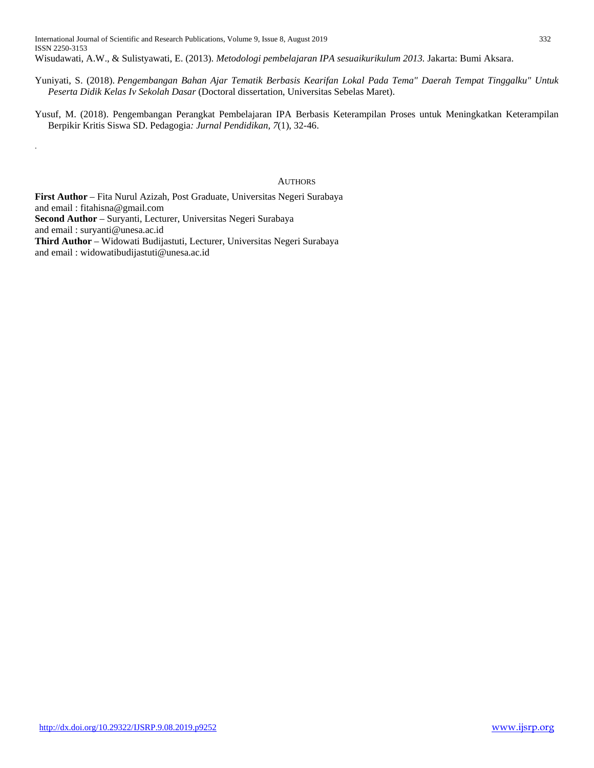Wisudawati, A.W., & Sulistyawati, E. (2013). *Metodologi pembelajaran IPA sesuaikurikulum 2013.* Jakarta: Bumi Aksara.

Yuniyati, S. (2018). *Pengembangan Bahan Ajar Tematik Berbasis Kearifan Lokal Pada Tema" Daerah Tempat Tinggalku" Untuk Peserta Didik Kelas Iv Sekolah Dasar* (Doctoral dissertation, Universitas Sebelas Maret).

Yusuf, M. (2018). Pengembangan Perangkat Pembelajaran IPA Berbasis Keterampilan Proses untuk Meningkatkan Keterampilan Berpikir Kritis Siswa SD. Pedagogia*: Jurnal Pendidikan*, *7*(1), 32-46.

.

## Authors

**First Author** – Fita Nurul Azizah, Post Graduate, Universitas Negeri Surabaya
and email : fitahisna@gmail.com
**Second Author** – Suryanti, Lecturer, Universitas Negeri Surabaya
and email : suryanti@unesa.ac.id
**Third Author** – Widowati Budijastuti, Lecturer, Universitas Negeri Surabaya
and email : widowatibudijastuti@unesa.ac.id